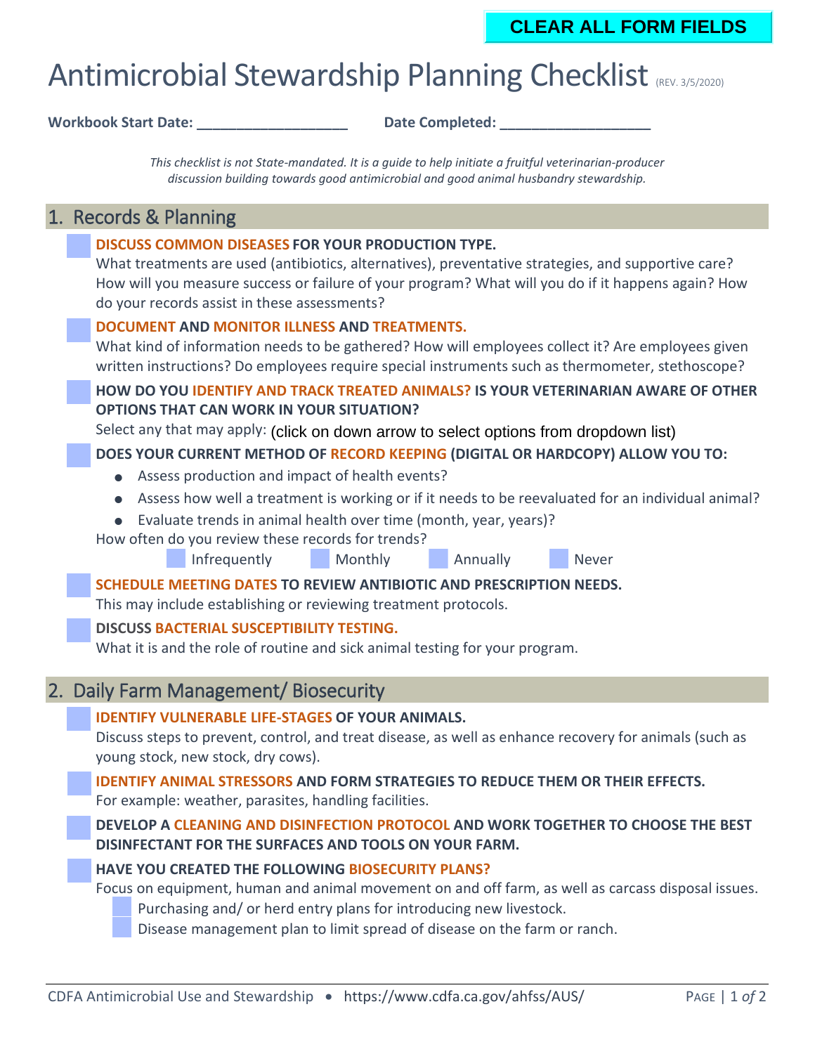CLEAR ALL FORM FIELDS

# Antimicrobial Stewardship Planning Checklist (REV. 3/5/2020)

**Workbook Start Date:** ___________________ **Date Completed:** ___________________

*This checklist is not State-mandated. It is a guide to help initiate a fruitful veterinarian-producer discussion building towards good antimicrobial and good animal husbandry stewardship.*

## 1. Records & Planning

- [ ] **DISCUSS COMMON DISEASES FOR YOUR PRODUCTION TYPE.**
  What treatments are used (antibiotics, alternatives), preventative strategies, and supportive care? How will you measure success or failure of your program? What will you do if it happens again? How do your records assist in these assessments?
- [ ] **DOCUMENT AND MONITOR ILLNESS AND TREATMENTS.**
  What kind of information needs to be gathered? How will employees collect it? Are employees given written instructions? Do employees require special instruments such as thermometer, stethoscope?
- [ ] **HOW DO YOU IDENTIFY AND TRACK TREATED ANIMALS? IS YOUR VETERINARIAN AWARE OF OTHER OPTIONS THAT CAN WORK IN YOUR SITUATION?**
  Select any that may apply: (click on down arrow to select options from dropdown list)
- [ ] **DOES YOUR CURRENT METHOD OF RECORD KEEPING (DIGITAL OR HARDCOPY) ALLOW YOU TO:**
  - Assess production and impact of health events?
  - Assess how well a treatment is working or if it needs to be reevaluated for an individual animal?
  - Evaluate trends in animal health over time (month, year, years)?

  How often do you review these records for trends?
  - [ ] Infrequently
  - [ ] Monthly
  - [ ] Annually
  - [ ] Never
- [ ] **SCHEDULE MEETING DATES TO REVIEW ANTIBIOTIC AND PRESCRIPTION NEEDS.**
  This may include establishing or reviewing treatment protocols.
- [ ] **DISCUSS BACTERIAL SUSCEPTIBILITY TESTING.**
  What it is and the role of routine and sick animal testing for your program.

## 2. Daily Farm Management/ Biosecurity

- [ ] **IDENTIFY VULNERABLE LIFE-STAGES OF YOUR ANIMALS.**
  Discuss steps to prevent, control, and treat disease, as well as enhance recovery for animals (such as young stock, new stock, dry cows).
- [ ] **IDENTIFY ANIMAL STRESSORS AND FORM STRATEGIES TO REDUCE THEM OR THEIR EFFECTS.**
  For example: weather, parasites, handling facilities.
- [ ] **DEVELOP A CLEANING AND DISINFECTION PROTOCOL AND WORK TOGETHER TO CHOOSE THE BEST DISINFECTANT FOR THE SURFACES AND TOOLS ON YOUR FARM.**
- [ ] **HAVE YOU CREATED THE FOLLOWING BIOSECURITY PLANS?**
  Focus on equipment, human and animal movement on and off farm, as well as carcass disposal issues.
  - [ ] Purchasing and/ or herd entry plans for introducing new livestock.
  - [ ] Disease management plan to limit spread of disease on the farm or ranch.

CDFA Antimicrobial Use and Stewardship • https://www.cdfa.ca.gov/ahfss/AUS/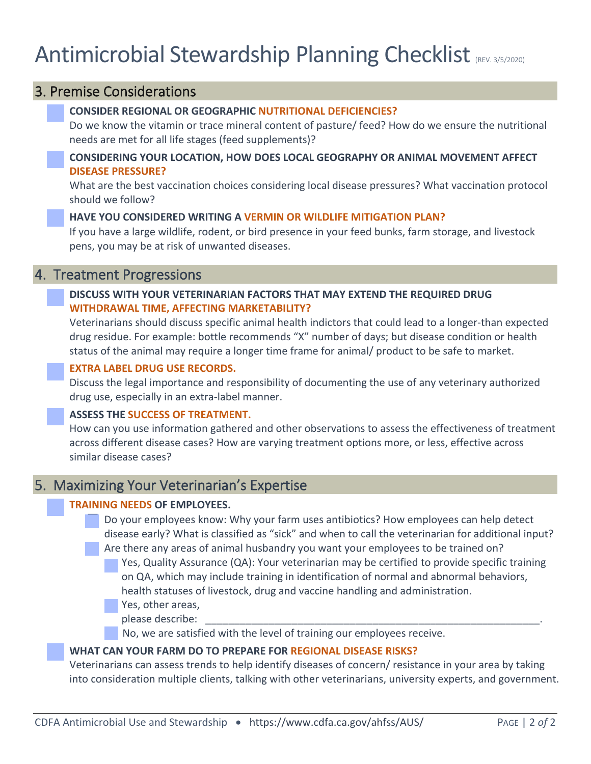# Antimicrobial Stewardship Planning Checklist (REV. 3/5/2020)

## 3. Premise Considerations

- [ ] **CONSIDER REGIONAL OR GEOGRAPHIC NUTRITIONAL DEFICIENCIES?**
  Do we know the vitamin or trace mineral content of pasture/ feed? How do we ensure the nutritional needs are met for all life stages (feed supplements)?

- [ ] **CONSIDERING YOUR LOCATION, HOW DOES LOCAL GEOGRAPHY OR ANIMAL MOVEMENT AFFECT DISEASE PRESSURE?**
  What are the best vaccination choices considering local disease pressures? What vaccination protocol should we follow?

- [ ] **HAVE YOU CONSIDERED WRITING A VERMIN OR WILDLIFE MITIGATION PLAN?**
  If you have a large wildlife, rodent, or bird presence in your feed bunks, farm storage, and livestock pens, you may be at risk of unwanted diseases.

## 4. Treatment Progressions

- [ ] **DISCUSS WITH YOUR VETERINARIAN FACTORS THAT MAY EXTEND THE REQUIRED DRUG WITHDRAWAL TIME, AFFECTING MARKETABILITY?**
  Veterinarians should discuss specific animal health indictors that could lead to a longer-than expected drug residue. For example: bottle recommends "X" number of days; but disease condition or health status of the animal may require a longer time frame for animal/ product to be safe to market.

- [ ] **EXTRA LABEL DRUG USE RECORDS.**
  Discuss the legal importance and responsibility of documenting the use of any veterinary authorized drug use, especially in an extra-label manner.

- [ ] **ASSESS THE SUCCESS OF TREATMENT.**
  How can you use information gathered and other observations to assess the effectiveness of treatment across different disease cases? How are varying treatment options more, or less, effective across similar disease cases?

## 5. Maximizing Your Veterinarian's Expertise

- [ ] **TRAINING NEEDS OF EMPLOYEES.**
  - [ ] Do your employees know: Why your farm uses antibiotics? How employees can help detect disease early? What is classified as "sick" and when to call the veterinarian for additional input?
  - [ ] Are there any areas of animal husbandry you want your employees to be trained on?
    - [ ] Yes, Quality Assurance (QA): Your veterinarian may be certified to provide specific training on QA, which may include training in identification of normal and abnormal behaviors, health statuses of livestock, drug and vaccine handling and administration.
    - [ ] Yes, other areas, please describe: \_\_\_\_\_\_\_\_\_\_\_\_\_\_\_\_\_\_\_\_\_\_\_\_\_\_\_\_\_\_\_\_\_\_\_\_\_\_\_\_\_\_\_\_\_\_\_\_\_\_\_\_\_\_\_\_.
    - [ ] No, we are satisfied with the level of training our employees receive.

- [ ] **WHAT CAN YOUR FARM DO TO PREPARE FOR REGIONAL DISEASE RISKS?**
  Veterinarians can assess trends to help identify diseases of concern/ resistance in your area by taking into consideration multiple clients, talking with other veterinarians, university experts, and government.

CDFA Antimicrobial Use and Stewardship • https://www.cdfa.ca.gov/ahfss/AUS/